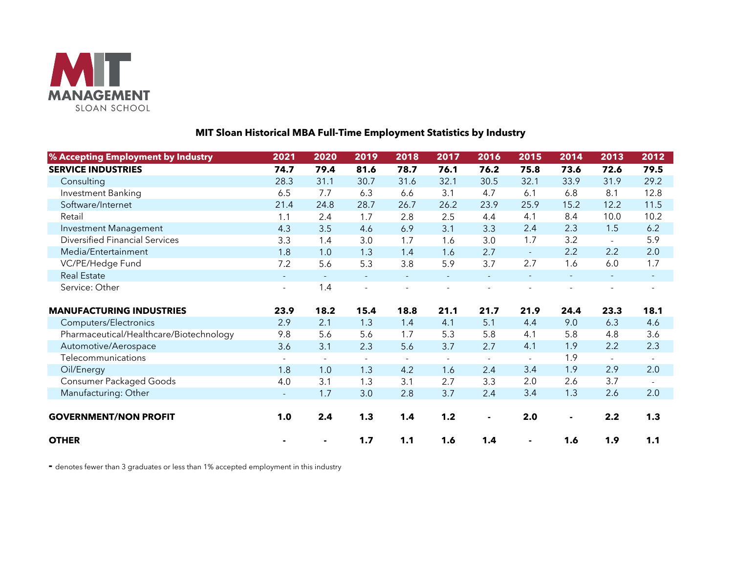MIT MANAGEMENT SLOAN SCHOOL

## MIT Sloan Historical MBA Full-Time Employment Statistics by Industry

| % Accepting Employment by Industry | 2021 | 2020 | 2019 | 2018 | 2017 | 2016 | 2015 | 2014 | 2013 | 2012 |
|---|---|---|---|---|---|---|---|---|---|---|
| **SERVICE INDUSTRIES** | **74.7** | **79.4** | **81.6** | **78.7** | **76.1** | **76.2** | **75.8** | **73.6** | **72.6** | **79.5** |
| Consulting | 28.3 | 31.1 | 30.7 | 31.6 | 32.1 | 30.5 | 32.1 | 33.9 | 31.9 | 29.2 |
| Investment Banking | 6.5 | 7.7 | 6.3 | 6.6 | 3.1 | 4.7 | 6.1 | 6.8 | 8.1 | 12.8 |
| Software/Internet | 21.4 | 24.8 | 28.7 | 26.7 | 26.2 | 23.9 | 25.9 | 15.2 | 12.2 | 11.5 |
| Retail | 1.1 | 2.4 | 1.7 | 2.8 | 2.5 | 4.4 | 4.1 | 8.4 | 10.0 | 10.2 |
| Investment Management | 4.3 | 3.5 | 4.6 | 6.9 | 3.1 | 3.3 | 2.4 | 2.3 | 1.5 | 6.2 |
| Diversified Financial Services | 3.3 | 1.4 | 3.0 | 1.7 | 1.6 | 3.0 | 1.7 | 3.2 | - | 5.9 |
| Media/Entertainment | 1.8 | 1.0 | 1.3 | 1.4 | 1.6 | 2.7 | - | 2.2 | 2.2 | 2.0 |
| VC/PE/Hedge Fund | 7.2 | 5.6 | 5.3 | 3.8 | 5.9 | 3.7 | 2.7 | 1.6 | 6.0 | 1.7 |
| Real Estate | - | - | - | - | - | - | - | - | - | - |
| Service: Other | - | 1.4 | - | - | - | - | - | - | - | - |
| **MANUFACTURING INDUSTRIES** | **23.9** | **18.2** | **15.4** | **18.8** | **21.1** | **21.7** | **21.9** | **24.4** | **23.3** | **18.1** |
| Computers/Electronics | 2.9 | 2.1 | 1.3 | 1.4 | 4.1 | 5.1 | 4.4 | 9.0 | 6.3 | 4.6 |
| Pharmaceutical/Healthcare/Biotechnology | 9.8 | 5.6 | 5.6 | 1.7 | 5.3 | 5.8 | 4.1 | 5.8 | 4.8 | 3.6 |
| Automotive/Aerospace | 3.6 | 3.1 | 2.3 | 5.6 | 3.7 | 2.7 | 4.1 | 1.9 | 2.2 | 2.3 |
| Telecommunications | - | - | - | - | - | - | - | 1.9 | - | - |
| Oil/Energy | 1.8 | 1.0 | 1.3 | 4.2 | 1.6 | 2.4 | 3.4 | 1.9 | 2.9 | 2.0 |
| Consumer Packaged Goods | 4.0 | 3.1 | 1.3 | 3.1 | 2.7 | 3.3 | 2.0 | 2.6 | 3.7 | - |
| Manufacturing: Other | - | 1.7 | 3.0 | 2.8 | 3.7 | 2.4 | 3.4 | 1.3 | 2.6 | 2.0 |
| **GOVERNMENT/NON PROFIT** | **1.0** | **2.4** | **1.3** | **1.4** | **1.2** | **-** | **2.0** | **-** | **2.2** | **1.3** |
| **OTHER** | **-** | **-** | **1.7** | **1.1** | **1.6** | **1.4** | **-** | **1.6** | **1.9** | **1.1** |

**-** denotes fewer than 3 graduates or less than 1% accepted employment in this industry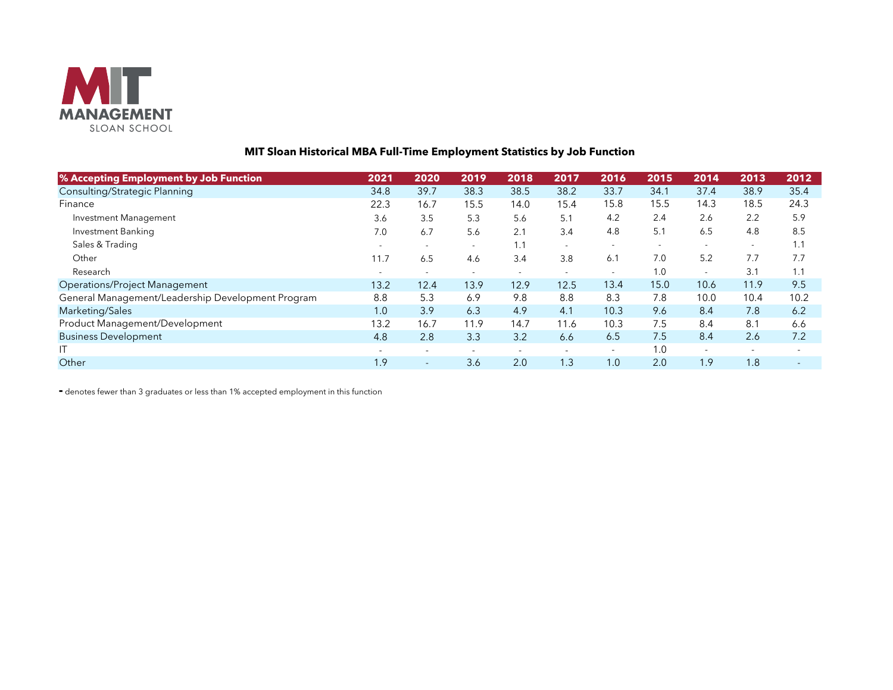MIT MANAGEMENT SLOAN SCHOOL

## MIT Sloan Historical MBA Full-Time Employment Statistics by Job Function

| % Accepting Employment by Job Function | 2021 | 2020 | 2019 | 2018 | 2017 | 2016 | 2015 | 2014 | 2013 | 2012 |
|---|---|---|---|---|---|---|---|---|---|---|
| Consulting/Strategic Planning | 34.8 | 39.7 | 38.3 | 38.5 | 38.2 | 33.7 | 34.1 | 37.4 | 38.9 | 35.4 |
| Finance | 22.3 | 16.7 | 15.5 | 14.0 | 15.4 | 15.8 | 15.5 | 14.3 | 18.5 | 24.3 |
| Investment Management | 3.6 | 3.5 | 5.3 | 5.6 | 5.1 | 4.2 | 2.4 | 2.6 | 2.2 | 5.9 |
| Investment Banking | 7.0 | 6.7 | 5.6 | 2.1 | 3.4 | 4.8 | 5.1 | 6.5 | 4.8 | 8.5 |
| Sales & Trading | - | - | - | 1.1 | - | - | - | - | - | 1.1 |
| Other | 11.7 | 6.5 | 4.6 | 3.4 | 3.8 | 6.1 | 7.0 | 5.2 | 7.7 | 7.7 |
| Research | - | - | - | - | - | - | 1.0 | - | 3.1 | 1.1 |
| Operations/Project Management | 13.2 | 12.4 | 13.9 | 12.9 | 12.5 | 13.4 | 15.0 | 10.6 | 11.9 | 9.5 |
| General Management/Leadership Development Program | 8.8 | 5.3 | 6.9 | 9.8 | 8.8 | 8.3 | 7.8 | 10.0 | 10.4 | 10.2 |
| Marketing/Sales | 1.0 | 3.9 | 6.3 | 4.9 | 4.1 | 10.3 | 9.6 | 8.4 | 7.8 | 6.2 |
| Product Management/Development | 13.2 | 16.7 | 11.9 | 14.7 | 11.6 | 10.3 | 7.5 | 8.4 | 8.1 | 6.6 |
| Business Development | 4.8 | 2.8 | 3.3 | 3.2 | 6.6 | 6.5 | 7.5 | 8.4 | 2.6 | 7.2 |
| IT | - | - | - | - | - | - | 1.0 | - | - | - |
| Other | 1.9 | - | 3.6 | 2.0 | 1.3 | 1.0 | 2.0 | 1.9 | 1.8 | - |

- denotes fewer than 3 graduates or less than 1% accepted employment in this function